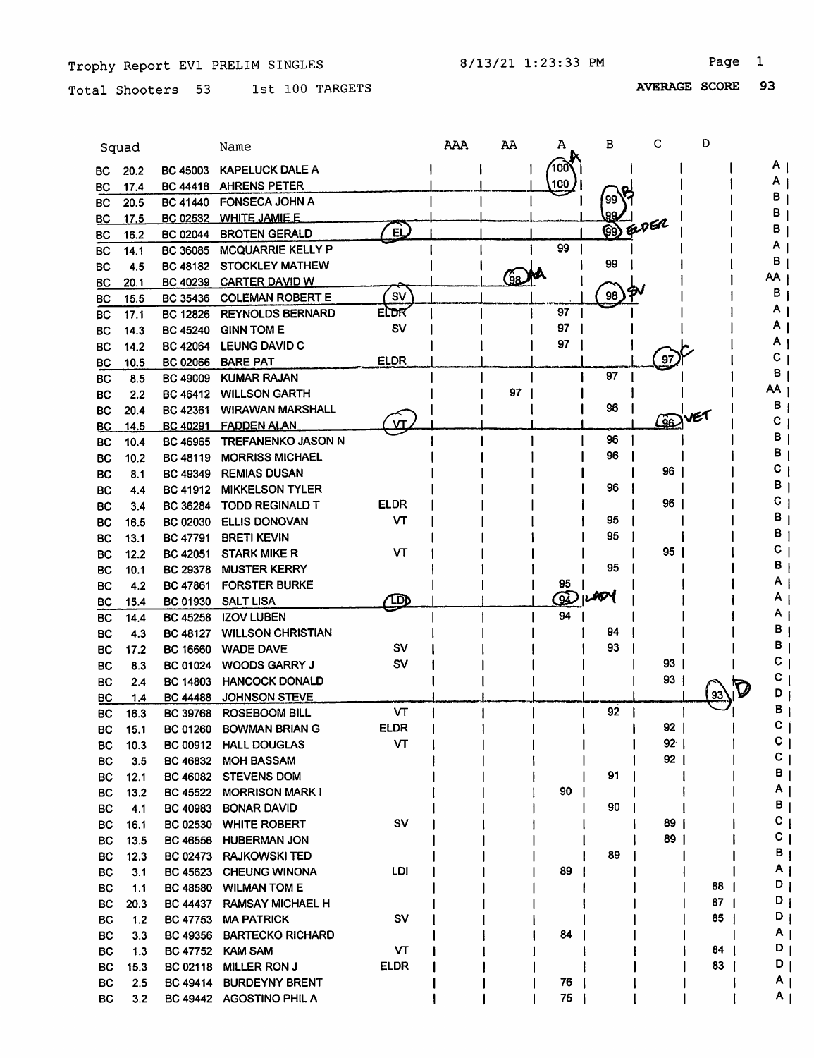Trophy Report EV1 PRELIM SINGLES 8/13/21 1:23:33 PM

Total Shooters 53 1st 100 TARGETS **AVERAGE SCORE 93**

| Squad | | | Name | | AAA | AA | A | B | C | D | |
|---|---|---|---|---|---|---|---|---|---|---|---|
| BC | 20.2 | BC 45003 | KAPELUCK DALE A | | | | 100 A | | | | A |
| BC | 17.4 | BC 44418 | AHRENS PETER | | | | 100 | | | | A |
| BC | 20.5 | BC 41440 | FONSECA JOHN A | | | | | 99 B | | | B |
| BC | 17.5 | BC 02532 | WHITE JAMIE E | | | | | 99 | | | B |
| BC | 16.2 | BC 02044 | BROTEN GERALD | EL | | | | 99 ELDER | | | B |
| BC | 14.1 | BC 36085 | MCQUARRIE KELLY P | | | | 99 | | | | A |
| BC | 4.5 | BC 48182 | STOCKLEY MATHEW | | | | | 99 | | | B |
| BC | 20.1 | BC 40239 | CARTER DAVID W | | | 98 AA | | | | | AA |
| BC | 15.5 | BC 35436 | COLEMAN ROBERT E | SV | | | | 98 SV | | | B |
| BC | 17.1 | BC 12826 | REYNOLDS BERNARD | ELDR | | | 97 | | | | A |
| BC | 14.3 | BC 45240 | GINN TOM E | SV | | | 97 | | | | A |
| BC | 14.2 | BC 42064 | LEUNG DAVID C | | | | 97 | | | | A |
| BC | 10.5 | BC 02066 | BARE PAT | ELDR | | | | | 97 C | | C |
| BC | 8.5 | BC 49009 | KUMAR RAJAN | | | | | 97 | | | B |
| BC | 2.2 | BC 46412 | WILLSON GARTH | | | 97 | | | | | AA |
| BC | 20.4 | BC 42361 | WIRAWAN MARSHALL | | | | | 96 | | | B |
| BC | 14.5 | BC 40291 | FADDEN ALAN | VT | | | | | 96 VET | | C |
| BC | 10.4 | BC 46965 | TREFANENKO JASON N | | | | | 96 | | | B |
| BC | 10.2 | BC 48119 | MORRISS MICHAEL | | | | | 96 | | | B |
| BC | 8.1 | BC 49349 | REMIAS DUSAN | | | | | | 96 | | C |
| BC | 4.4 | BC 41912 | MIKKELSON TYLER | | | | | 96 | | | B |
| BC | 3.4 | BC 36284 | TODD REGINALD T | ELDR | | | | | 96 | | C |
| BC | 16.5 | BC 02030 | ELLIS DONOVAN | VT | | | | 95 | | | B |
| BC | 13.1 | BC 47791 | BRETI KEVIN | | | | | 95 | | | B |
| BC | 12.2 | BC 42051 | STARK MIKE R | VT | | | | | 95 | | C |
| BC | 10.1 | BC 29378 | MUSTER KERRY | | | | | 95 | | | B |
| BC | 4.2 | BC 47861 | FORSTER BURKE | | | | 95 | | | | A |
| BC | 15.4 | BC 01930 | SALT LISA | LDI | | | 94 LADY | | | | A |
| BC | 14.4 | BC 45258 | IZOV LUBEN | | | | 94 | | | | A |
| BC | 4.3 | BC 48127 | WILLSON CHRISTIAN | | | | | 94 | | | B |
| BC | 17.2 | BC 16660 | WADE DAVE | SV | | | | 93 | | | B |
| BC | 8.3 | BC 01024 | WOODS GARRY J | SV | | | | | 93 | | C |
| BC | 2.4 | BC 14803 | HANCOCK DONALD | | | | | | 93 | | C |
| BC | 1.4 | BC 44488 | JOHNSON STEVE | | | | | | | 93 D | D |
| BC | 16.3 | BC 39768 | ROSEBOOM BILL | VT | | | | 92 | | | B |
| BC | 15.1 | BC 01260 | BOWMAN BRIAN G | ELDR | | | | | 92 | | C |
| BC | 10.3 | BC 00912 | HALL DOUGLAS | VT | | | | | 92 | | C |
| BC | 3.5 | BC 46832 | MOH BASSAM | | | | | | 92 | | C |
| BC | 12.1 | BC 46082 | STEVENS DOM | | | | | 91 | | | B |
| BC | 13.2 | BC 45522 | MORRISON MARK I | | | | 90 | | | | A |
| BC | 4.1 | BC 40983 | BONAR DAVID | | | | | 90 | | | B |
| BC | 16.1 | BC 02530 | WHITE ROBERT | SV | | | | | 89 | | C |
| BC | 13.5 | BC 46556 | HUBERMAN JON | | | | | | 89 | | C |
| BC | 12.3 | BC 02473 | RAJKOWSKI TED | | | | | 89 | | | B |
| BC | 3.1 | BC 45623 | CHEUNG WINONA | LDI | | | 89 | | | | A |
| BC | 1.1 | BC 48580 | WILMAN TOM E | | | | | | | 88 | D |
| BC | 20.3 | BC 44437 | RAMSAY MICHAEL H | | | | | | | 87 | D |
| BC | 1.2 | BC 47753 | MA PATRICK | SV | | | | | | 85 | D |
| BC | 3.3 | BC 49356 | BARTECKO RICHARD | | | | 84 | | | | A |
| BC | 1.3 | BC 47752 | KAM SAM | VT | | | | | | 84 | D |
| BC | 15.3 | BC 02118 | MILLER RON J | ELDR | | | | | | 83 | D |
| BC | 2.5 | BC 49414 | BURDEYNY BRENT | | | | 76 | | | | A |
| BC | 3.2 | BC 49442 | AGOSTINO PHIL A | | | | 75 | | | | A |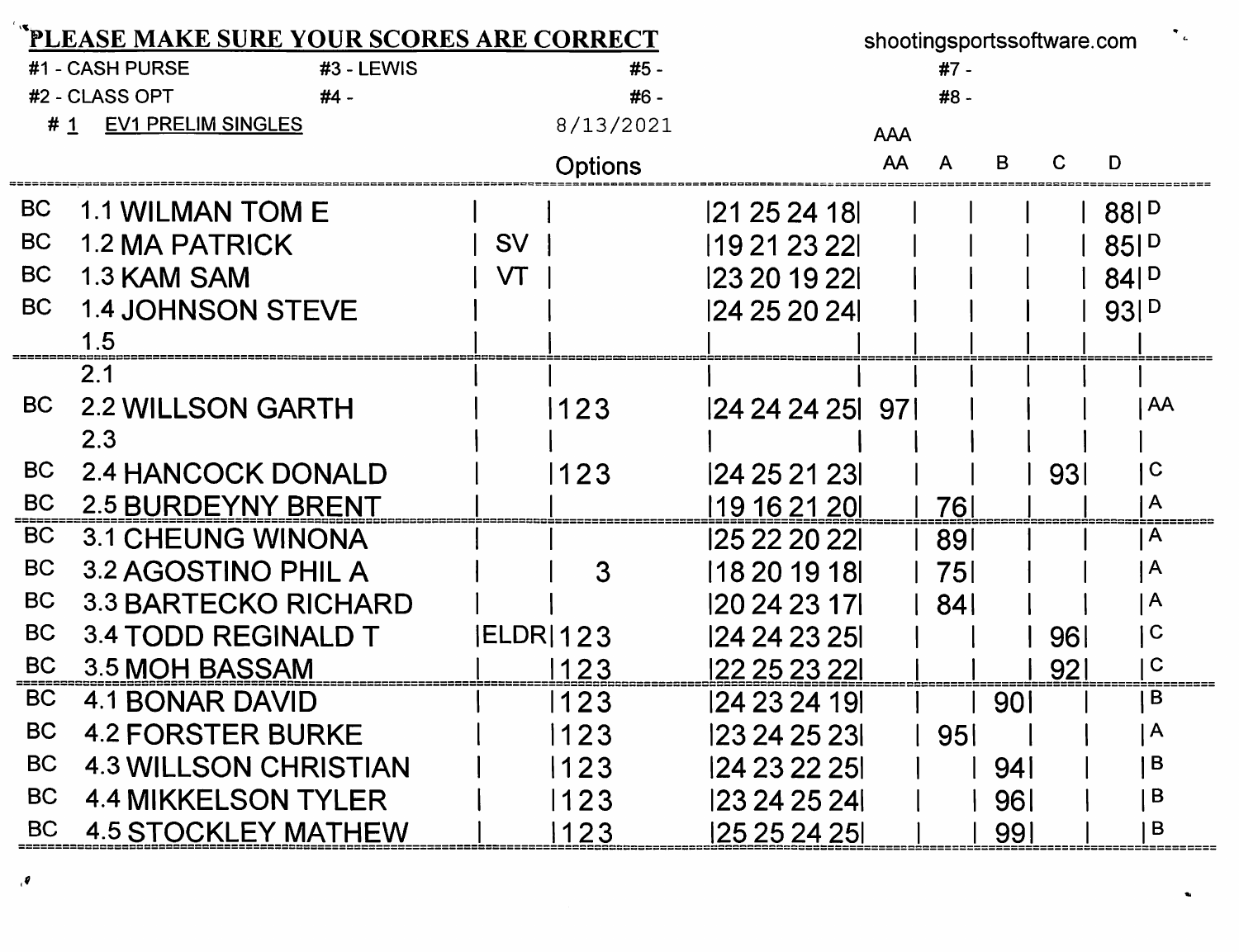**PLEASE MAKE SURE YOUR SCORES ARE CORRECT**

shootingsportssoftware.com

| | | | |
|---|---|---|---|
| #1 - CASH PURSE | #3 - LEWIS | #5 - | #7 - |
| #2 - CLASS OPT | #4 - | #6 - | #8 - |

# 1 EV1 PRELIM SINGLES 8/13/2021

| | Squad | Name | | Options | Scores | AAA AA | A | B | C | D | Class |
|---|---|---|---|---|---|---|---|---|---|---|---|
| BC | 1.1 | WILMAN TOM E | | | 21 25 24 18 | | | | | 88 | D |
| BC | 1.2 | MA PATRICK | SV | | 19 21 23 22 | | | | | 85 | D |
| BC | 1.3 | KAM SAM | VT | | 23 20 19 22 | | | | | 84 | D |
| BC | 1.4 | JOHNSON STEVE | | | 24 25 20 24 | | | | | 93 | D |
| | 1.5 | | | | | | | | | | |
| | 2.1 | | | | | | | | | | |
| BC | 2.2 | WILLSON GARTH | | 123 | 24 24 24 25 | 97 | | | | | AA |
| | 2.3 | | | | | | | | | | |
| BC | 2.4 | HANCOCK DONALD | | 123 | 24 25 21 23 | | | | 93 | | C |
| BC | 2.5 | BURDEYNY BRENT | | | 19 16 21 20 | | 76 | | | | A |
| BC | 3.1 | CHEUNG WINONA | | | 25 22 20 22 | | 89 | | | | A |
| BC | 3.2 | AGOSTINO PHIL A | | 3 | 18 20 19 18 | | 75 | | | | A |
| BC | 3.3 | BARTECKO RICHARD | | | 20 24 23 17 | | 84 | | | | A |
| BC | 3.4 | TODD REGINALD T | ELDR | 123 | 24 24 23 25 | | | | 96 | | C |
| BC | 3.5 | MOH BASSAM | | 123 | 22 25 23 22 | | | | 92 | | C |
| BC | 4.1 | BONAR DAVID | | 123 | 24 23 24 19 | | | 90 | | | B |
| BC | 4.2 | FORSTER BURKE | | 123 | 23 24 25 23 | | 95 | | | | A |
| BC | 4.3 | WILLSON CHRISTIAN | | 123 | 24 23 22 25 | | | 94 | | | B |
| BC | 4.4 | MIKKELSON TYLER | | 123 | 23 24 25 24 | | | 96 | | | B |
| BC | 4.5 | STOCKLEY MATHEW | | 123 | 25 25 24 25 | | | 99 | | | B |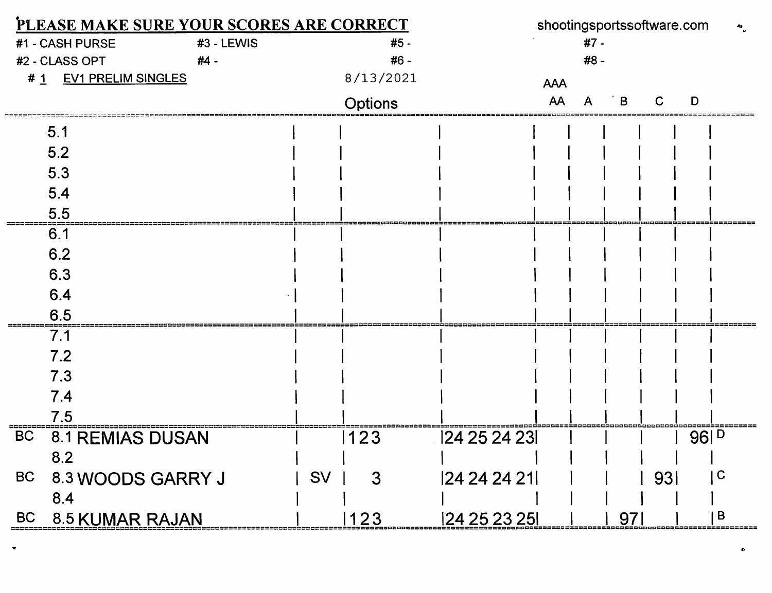**PLEASE MAKE SURE YOUR SCORES ARE CORRECT** shootingsportssoftware.com

#1 - CASH PURSE #3 - LEWIS #5 - #7 -
#2 - CLASS OPT #4 - #6 - #8 -

# 1 EV1 PRELIM SINGLES 8/13/2021

| | Squad | | Options | Scores | AAA/AA | A | B | C | D | |
|---|---|---|---|---|---|---|---|---|---|---|
| | 5.1 | | | | | | | | | |
| | 5.2 | | | | | | | | | |
| | 5.3 | | | | | | | | | |
| | 5.4 | | | | | | | | | |
| | 5.5 | | | | | | | | | |
| | 6.1 | | | | | | | | | |
| | 6.2 | | | | | | | | | |
| | 6.3 | | | | | | | | | |
| | 6.4 | | | | | | | | | |
| | 6.5 | | | | | | | | | |
| | 7.1 | | | | | | | | | |
| | 7.2 | | | | | | | | | |
| | 7.3 | | | | | | | | | |
| | 7.4 | | | | | | | | | |
| | 7.5 | | | | | | | | | |
| BC | 8.1 REMIAS DUSAN | | 123 | 24 25 24 23 | | | | | 96 | D |
| | 8.2 | | | | | | | | | |
| BC | 8.3 WOODS GARRY J | SV | 3 | 24 24 24 21 | | | | 93 | | C |
| | 8.4 | | | | | | | | | |
| BC | 8.5 KUMAR RAJAN | | 123 | 24 25 23 25 | | | 97 | | | B |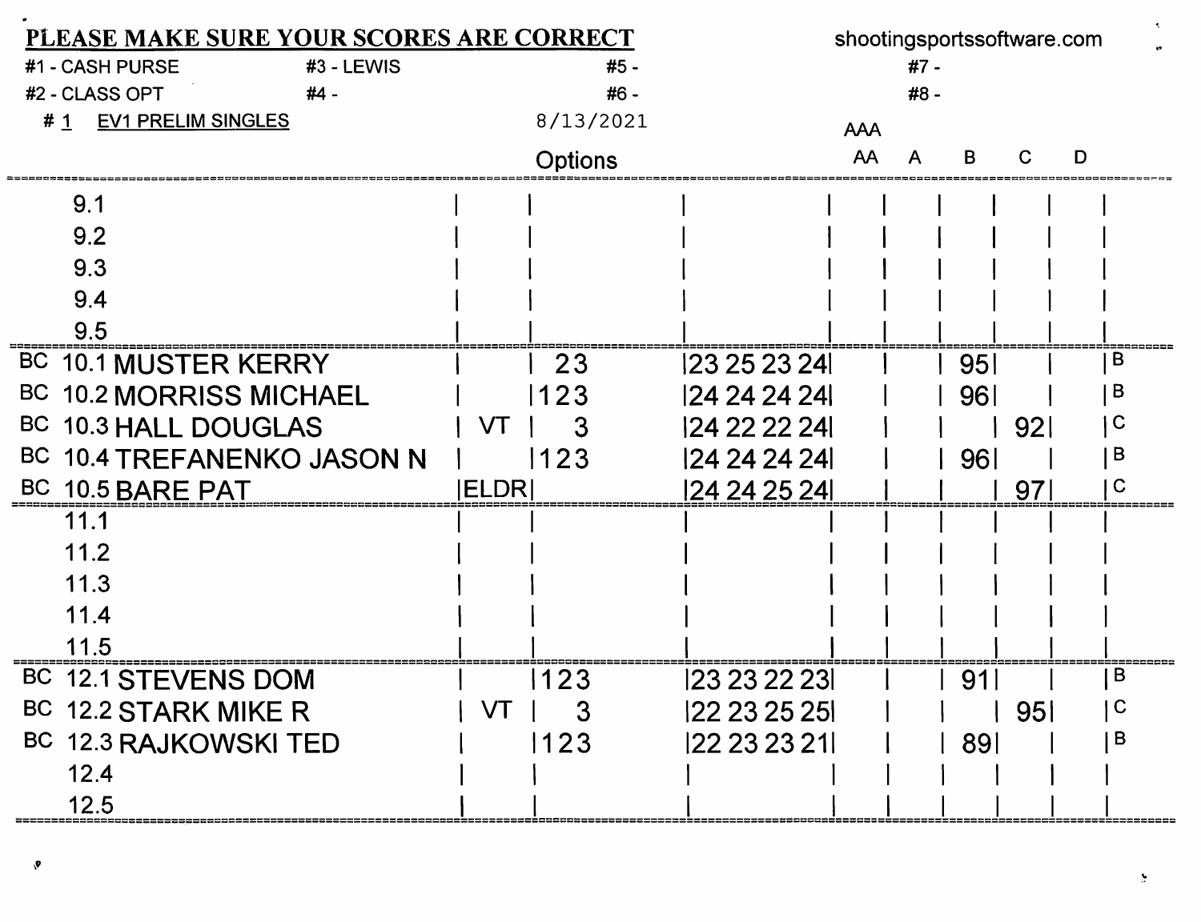**PLEASE MAKE SURE YOUR SCORES ARE CORRECT** shootingsportssoftware.com

| | | | |
|---|---|---|---|
| #1 - CASH PURSE | #3 - LEWIS | #5 - | #7 - |
| #2 - CLASS OPT | #4 - | #6 - | #8 - |

# 1 EV1 PRELIM SINGLES 8/13/2021

| | Squad | Name | | Options | Scores | AAA AA | A | B | C | D | Class |
|---|---|---|---|---|---|---|---|---|---|---|---|
| | 9.1 | | | | | | | | | | |
| | 9.2 | | | | | | | | | | |
| | 9.3 | | | | | | | | | | |
| | 9.4 | | | | | | | | | | |
| | 9.5 | | | | | | | | | | |
| BC | 10.1 | MUSTER KERRY | | 23 | 23 25 23 24 | | | 95 | | | B |
| BC | 10.2 | MORRISS MICHAEL | | 123 | 24 24 24 24 | | | 96 | | | B |
| BC | 10.3 | HALL DOUGLAS | VT | 3 | 24 22 22 24 | | | | 92 | | C |
| BC | 10.4 | TREFANENKO JASON N | | 123 | 24 24 24 24 | | | 96 | | | B |
| BC | 10.5 | BARE PAT | ELDR | | 24 24 25 24 | | | | 97 | | C |
| | 11.1 | | | | | | | | | | |
| | 11.2 | | | | | | | | | | |
| | 11.3 | | | | | | | | | | |
| | 11.4 | | | | | | | | | | |
| | 11.5 | | | | | | | | | | |
| BC | 12.1 | STEVENS DOM | | 123 | 23 23 22 23 | | | 91 | | | B |
| BC | 12.2 | STARK MIKE R | VT | 3 | 22 23 25 25 | | | | 95 | | C |
| BC | 12.3 | RAJKOWSKI TED | | 123 | 22 23 23 21 | | | 89 | | | B |
| | 12.4 | | | | | | | | | | |
| | 12.5 | | | | | | | | | | |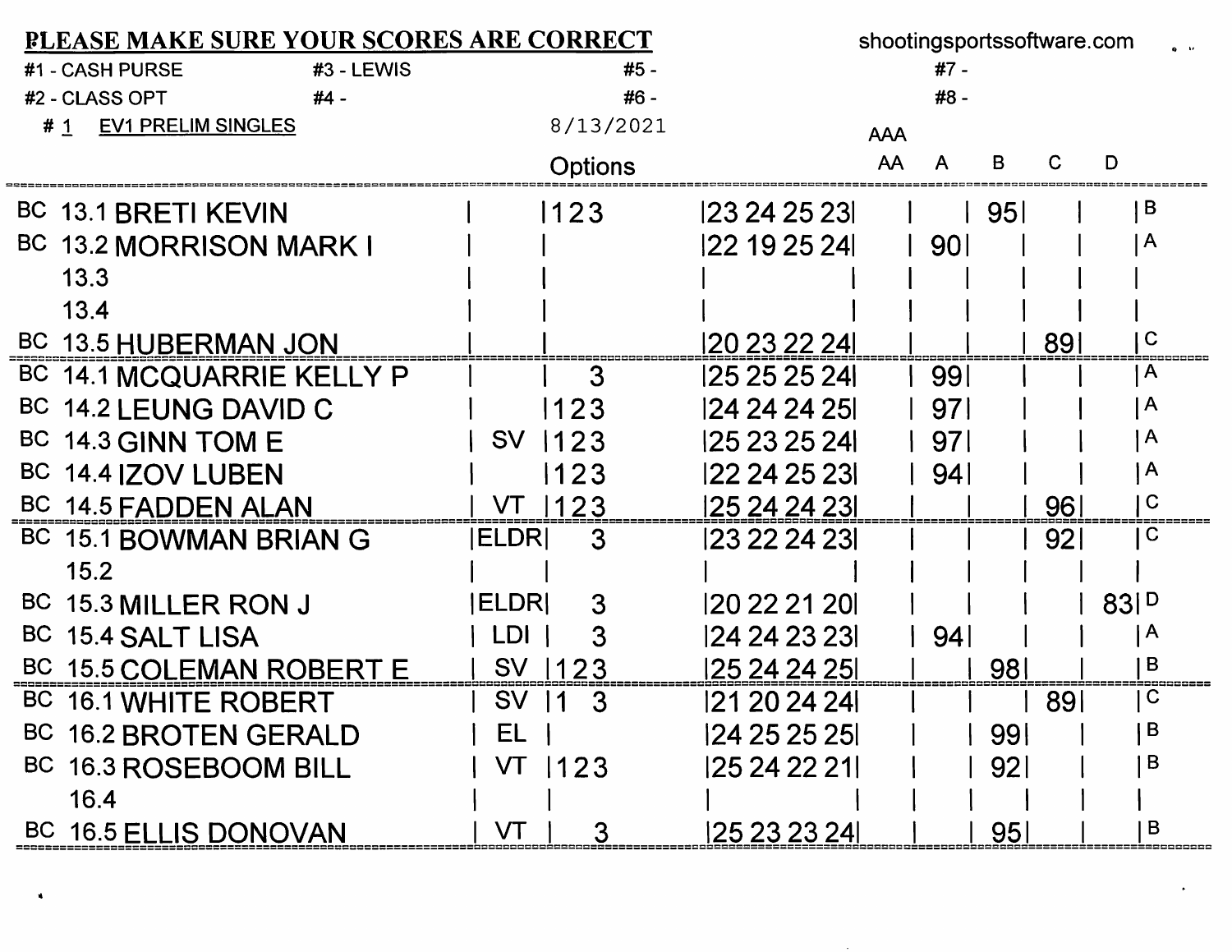**PLEASE MAKE SURE YOUR SCORES ARE CORRECT** shootingsportssoftware.com

#1 - CASH PURSE #3 - LEWIS #5 - #7 -

#2 - CLASS OPT #4 - #6 - #8 -

# 1 EV1 PRELIM SINGLES 8/13/2021

| | Squad | Name | | Options | Scores | AAA AA | A | B | C | D | |
|---|---|---|---|---|---|---|---|---|---|---|---|
| BC | 13.1 | BRETI KEVIN | | 123 | 23 24 25 23 | | | 95 | | | B |
| BC | 13.2 | MORRISON MARK I | | | 22 19 25 24 | | 90 | | | | A |
| | 13.3 | | | | | | | | | | |
| | 13.4 | | | | | | | | | | |
| BC | 13.5 | HUBERMAN JON | | | 20 23 22 24 | | | | 89 | | C |
| BC | 14.1 | MCQUARRIE KELLY P | | 3 | 25 25 25 24 | | 99 | | | | A |
| BC | 14.2 | LEUNG DAVID C | | 123 | 24 24 24 25 | | 97 | | | | A |
| BC | 14.3 | GINN TOM E | SV | 123 | 25 23 25 24 | | 97 | | | | A |
| BC | 14.4 | IZOV LUBEN | | 123 | 22 24 25 23 | | 94 | | | | A |
| BC | 14.5 | FADDEN ALAN | VT | 123 | 25 24 24 23 | | | | 96 | | C |
| BC | 15.1 | BOWMAN BRIAN G | ELDR | 3 | 23 22 24 23 | | | | 92 | | C |
| | 15.2 | | | | | | | | | | |
| BC | 15.3 | MILLER RON J | ELDR | 3 | 20 22 21 20 | | | | | 83 | D |
| BC | 15.4 | SALT LISA | LDI | 3 | 24 24 23 23 | | 94 | | | | A |
| BC | 15.5 | COLEMAN ROBERT E | SV | 123 | 25 24 24 25 | | | 98 | | | B |
| BC | 16.1 | WHITE ROBERT | SV | 1 3 | 21 20 24 24 | | | | 89 | | C |
| BC | 16.2 | BROTEN GERALD | EL | | 24 25 25 25 | | | 99 | | | B |
| BC | 16.3 | ROSEBOOM BILL | VT | 123 | 25 24 22 21 | | | 92 | | | B |
| | 16.4 | | | | | | | | | | |
| BC | 16.5 | ELLIS DONOVAN | VT | 3 | 25 23 23 24 | | | 95 | | | B |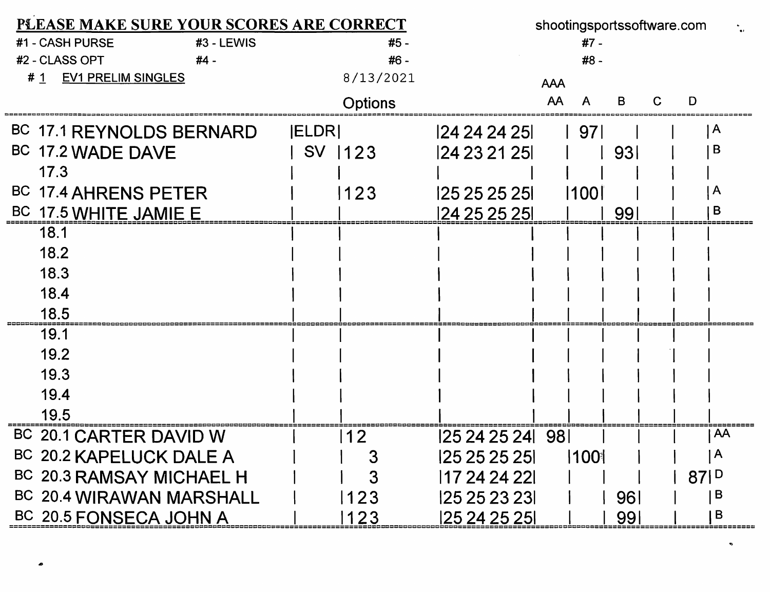**PLEASE MAKE SURE YOUR SCORES ARE CORRECT**

shootingsportssoftware.com

#1 - CASH PURSE
#2 - CLASS OPT
#3 - LEWIS
#4 -
#5 -
#6 -
#7 -
#8 -

# 1 EV1 PRELIM SINGLES

8/13/2021

| | | | | Options | | AAA AA | A | B | C | D | |
|---|---|---|---|---|---|---|---|---|---|---|---|
| BC | 17.1 | REYNOLDS BERNARD | ELDR | | 24 24 24 25 | | 97 | | | | A |
| BC | 17.2 | WADE DAVE | SV | 123 | 24 23 21 25 | | | 93 | | | B |
| | 17.3 | | | | | | | | | | |
| BC | 17.4 | AHRENS PETER | | 123 | 25 25 25 25 | | 100 | | | | A |
| BC | 17.5 | WHITE JAMIE E | | | 24 25 25 25 | | | 99 | | | B |
| | 18.1 | | | | | | | | | | |
| | 18.2 | | | | | | | | | | |
| | 18.3 | | | | | | | | | | |
| | 18.4 | | | | | | | | | | |
| | 18.5 | | | | | | | | | | |
| | 19.1 | | | | | | | | | | |
| | 19.2 | | | | | | | | | | |
| | 19.3 | | | | | | | | | | |
| | 19.4 | | | | | | | | | | |
| | 19.5 | | | | | | | | | | |
| BC | 20.1 | CARTER DAVID W | | 12 | 25 24 25 24 | 98 | | | | | AA |
| BC | 20.2 | KAPELUCK DALE A | | 3 | 25 25 25 25 | | 100 | | | | A |
| BC | 20.3 | RAMSAY MICHAEL H | | 3 | 17 24 24 22 | | | | | 87 | D |
| BC | 20.4 | WIRAWAN MARSHALL | | 123 | 25 25 23 23 | | | 96 | | | B |
| BC | 20.5 | FONSECA JOHN A | | 123 | 25 24 25 25 | | | 99 | | | B |